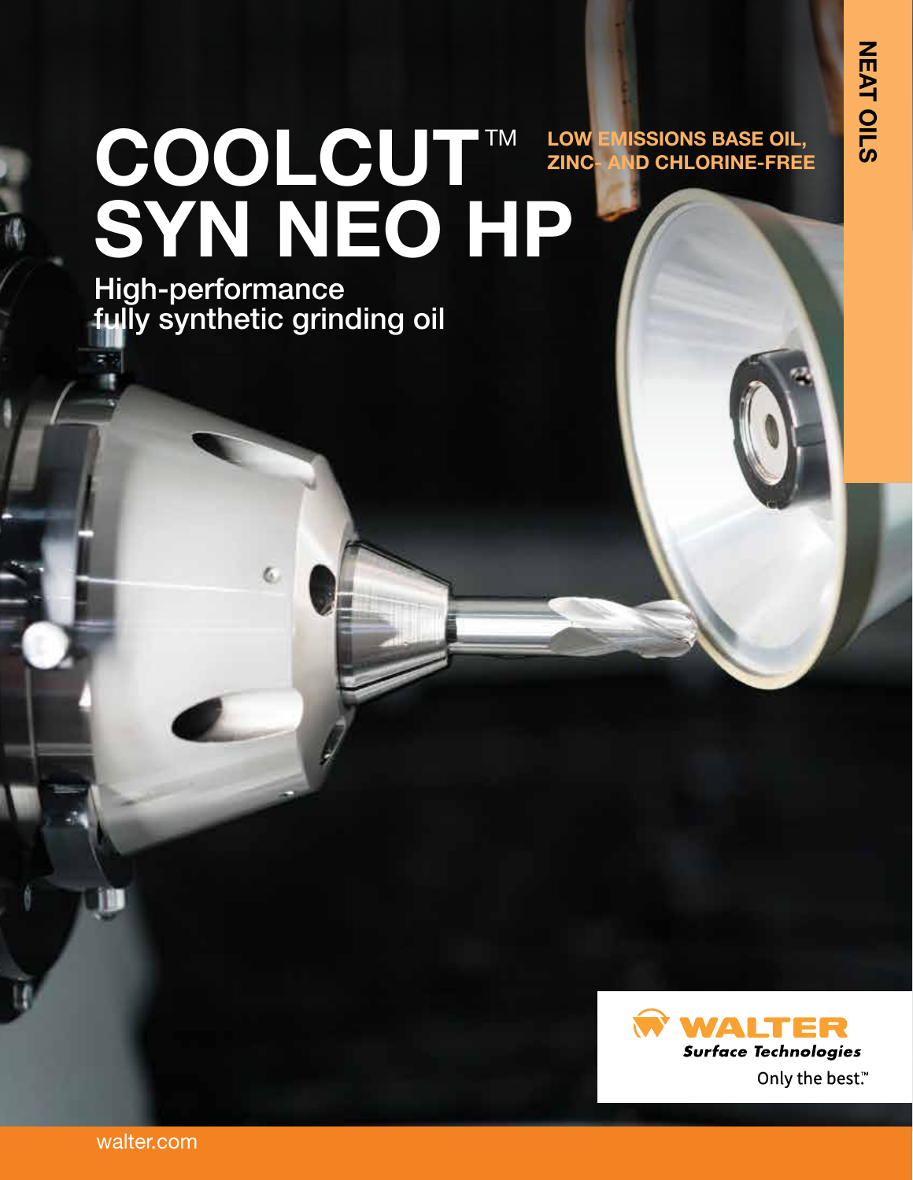NEAT OILS

# COOLCUT™ SYN NEO HP

**LOW EMISSIONS BASE OIL, ZINC- AND CHLORINE-FREE**

## High-performance fully synthetic grinding oil

WALTER Surface Technologies

Only the best.™

walter.com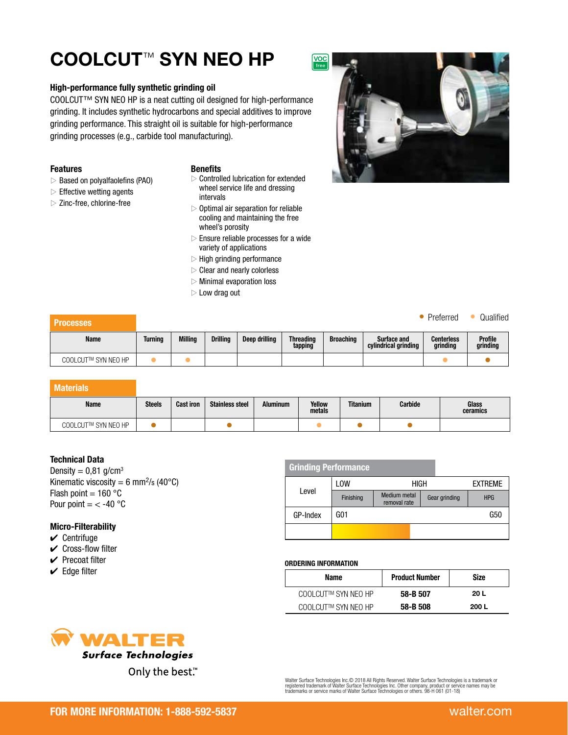# COOLCUT™ SYN NEO HP

VOC free

### High-performance fully synthetic grinding oil

COOLCUT™ SYN NEO HP is a neat cutting oil designed for high-performance grinding. It includes synthetic hydrocarbons and special additives to improve grinding performance. This straight oil is suitable for high-performance grinding processes (e.g., carbide tool manufacturing).

### Features

- Based on polyalfaolefins (PAO)
- Effective wetting agents
- Zinc-free, chlorine-free

### Benefits

- Controlled lubrication for extended wheel service life and dressing intervals
- Optimal air separation for reliable cooling and maintaining the free wheel's porosity
- Ensure reliable processes for a wide variety of applications
- High grinding performance
- Clear and nearly colorless
- Minimal evaporation loss
- Low drag out

● Preferred ● Qualified

### Processes

| Name | Turning | Milling | Drilling | Deep drilling | Threading tapping | Broaching | Surface and cylindrical grinding | Centerless grinding | Profile grinding |
|---|---|---|---|---|---|---|---|---|---|
| COOLCUT™ SYN NEO HP | ● (Qualified) | ● (Qualified) | | | | | | ● (Qualified) | ● (Preferred) |

### Materials

| Name | Steels | Cast iron | Stainless steel | Aluminum | Yellow metals | Titanium | Carbide | Glass ceramics |
|---|---|---|---|---|---|---|---|---|
| COOLCUT™ SYN NEO HP | ● (Preferred) | | ● (Preferred) | | ● (Qualified) | ● (Preferred) | ● (Preferred) | |

### Technical Data

Density = 0,81 g/cm$^3$
Kinematic viscosity = 6 mm$^2$/s (40°C)
Flash point = 160 °C
Pour point = < -40 °C

### Micro-Filterability

- ✔ Centrifuge
- ✔ Cross-flow filter
- ✔ Precoat filter
- ✔ Edge filter

### Grinding Performance

| Level | LOW | | HIGH | EXTREME |
|---|---|---|---|---|
| | Finishing | Medium metal removal rate | Gear grinding | HPG |
| GP-Index | G01 | | | G50 |

### ORDERING INFORMATION

| Name | Product Number | Size |
|---|---|---|
| COOLCUT™ SYN NEO HP | **58-B 507** | **20 L** |
| COOLCUT™ SYN NEO HP | **58-B 508** | **200 L** |

WALTER Surface Technologies
Only the best.™

Walter Surface Technologies Inc.© 2018 All Rights Reserved. Walter Surface Technologies is a trademark or registered trademark of Walter Surface Technologies Inc. Other company, product or service names may be trademarks or service marks of Walter Surface Technologies or others. 98-H 061 (01-18)

FOR MORE INFORMATION: 1-888-592-5837 walter.com